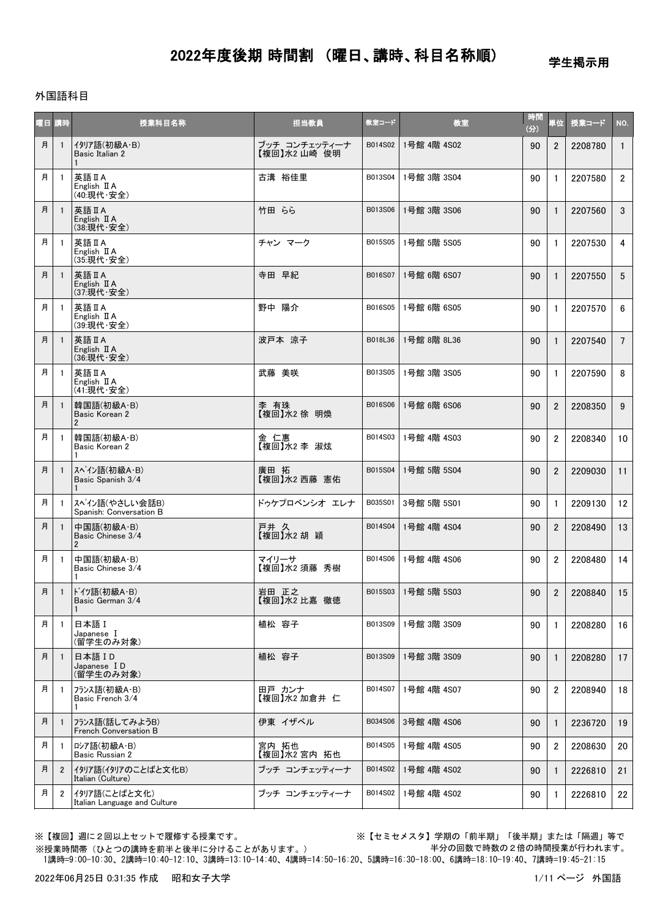# 2022年度後期 時間割 （曜日、講時、科目名称順）

学生掲示用

外国語科目

| 曜日 | 講時 | 授業科目名称 | 担当教員 | 教室コード | 教室 | 時間(分) | 単位 | 授業コード | NO. |
|---|---|---|---|---|---|---|---|---|---|
| 月 | 1 | ｲﾀﾘｱ語(初級A･B) Basic Italian 2 1 | ブッチ コンチェッティーナ 【複回】水2 山崎 俊明 | B014S02 | 1号館 4階 4S02 | 90 | 2 | 2208780 | 1 |
| 月 | 1 | 英語ⅡA English ⅡA (40:現代･安全) | 古溝 裕佳里 | B013S04 | 1号館 3階 3S04 | 90 | 1 | 2207580 | 2 |
| 月 | 1 | 英語ⅡA English ⅡA (38:現代･安全) | 竹田 らら | B013S06 | 1号館 3階 3S06 | 90 | 1 | 2207560 | 3 |
| 月 | 1 | 英語ⅡA English ⅡA (35:現代･安全) | チャン マーク | B015S05 | 1号館 5階 5S05 | 90 | 1 | 2207530 | 4 |
| 月 | 1 | 英語ⅡA English ⅡA (37:現代･安全) | 寺田 早紀 | B016S07 | 1号館 6階 6S07 | 90 | 1 | 2207550 | 5 |
| 月 | 1 | 英語ⅡA English ⅡA (39:現代･安全) | 野中 陽介 | B016S05 | 1号館 6階 6S05 | 90 | 1 | 2207570 | 6 |
| 月 | 1 | 英語ⅡA English ⅡA (36:現代･安全) | 波戸本 涼子 | B018L36 | 1号館 8階 8L36 | 90 | 1 | 2207540 | 7 |
| 月 | 1 | 英語ⅡA English ⅡA (41:現代･安全) | 武藤 美咲 | B013S05 | 1号館 3階 3S05 | 90 | 1 | 2207590 | 8 |
| 月 | 1 | 韓国語(初級A･B) Basic Korean 2 2 | 李 有珠 【複回】水2 徐 明煥 | B016S06 | 1号館 6階 6S06 | 90 | 2 | 2208350 | 9 |
| 月 | 1 | 韓国語(初級A･B) Basic Korean 2 1 | 金 仁惠 【複回】水2 李 淑炫 | B014S03 | 1号館 4階 4S03 | 90 | 2 | 2208340 | 10 |
| 月 | 1 | ｽﾍﾟｲﾝ語(初級A･B) Basic Spanish 3/4 1 | 廣田 拓 【複回】水2 西藤 憲佑 | B015S04 | 1号館 5階 5S04 | 90 | 2 | 2209030 | 11 |
| 月 | 1 | ｽﾍﾟｲﾝ語(やさしい会話B) Spanish: Conversation B | ドゥケプロベンシオ エレナ | B035S01 | 3号館 5階 5S01 | 90 | 1 | 2209130 | 12 |
| 月 | 1 | 中国語(初級A･B) Basic Chinese 3/4 2 | 戸井 久 【複回】水2 胡 穎 | B014S04 | 1号館 4階 4S04 | 90 | 2 | 2208490 | 13 |
| 月 | 1 | 中国語(初級A･B) Basic Chinese 3/4 1 | マイリーサ 【複回】水2 須藤 秀樹 | B014S06 | 1号館 4階 4S06 | 90 | 2 | 2208480 | 14 |
| 月 | 1 | ﾄﾞｲﾂ語(初級A･B) Basic German 3/4 1 | 岩田 正之 【複回】水2 比嘉 徹徳 | B015S03 | 1号館 5階 5S03 | 90 | 2 | 2208840 | 15 |
| 月 | 1 | 日本語Ⅰ Japanese Ⅰ (留学生のみ対象) | 植松 容子 | B013S09 | 1号館 3階 3S09 | 90 | 1 | 2208280 | 16 |
| 月 | 1 | 日本語ⅠD Japanese ⅠD (留学生のみ対象) | 植松 容子 | B013S09 | 1号館 3階 3S09 | 90 | 1 | 2208280 | 17 |
| 月 | 1 | ﾌﾗﾝｽ語(初級A･B) Basic French 3/4 1 | 田戸 カンナ 【複回】水2 加倉井 仁 | B014S07 | 1号館 4階 4S07 | 90 | 2 | 2208940 | 18 |
| 月 | 1 | ﾌﾗﾝｽ語(話してみようB) French Conversation B | 伊東 イザベル | B034S06 | 3号館 4階 4S06 | 90 | 1 | 2236720 | 19 |
| 月 | 1 | ﾛｼｱ語(初級A･B) Basic Russian 2 | 宮内 拓也 【複回】水2 宮内 拓也 | B014S05 | 1号館 4階 4S05 | 90 | 2 | 2208630 | 20 |
| 月 | 2 | ｲﾀﾘｱ語(ｲﾀﾘｱのことばと文化B) Italian (Culture) | ブッチ コンチェッティーナ | B014S02 | 1号館 4階 4S02 | 90 | 1 | 2226810 | 21 |
| 月 | 2 | ｲﾀﾘｱ語(ことばと文化) Italian Language and Culture | ブッチ コンチェッティーナ | B014S02 | 1号館 4階 4S02 | 90 | 1 | 2226810 | 22 |

※【複回】週に２回以上セットで履修する授業です。

※【セミセメスタ】学期の「前半期」「後半期」または「隔週」等で半分の回数で時数の２倍の時間授業が行われます。

※授業時間帯（ひとつの講時を前半と後半に分けることがあります。）

1講時=9:00-10:30、2講時=10:40-12:10、3講時=13:10-14:40、4講時=14:50-16:20、5講時=16:30-18:00、6講時=18:10-19:40、7講時=19:45-21:15

2022年06月25日 0:31:35 作成　昭和女子大学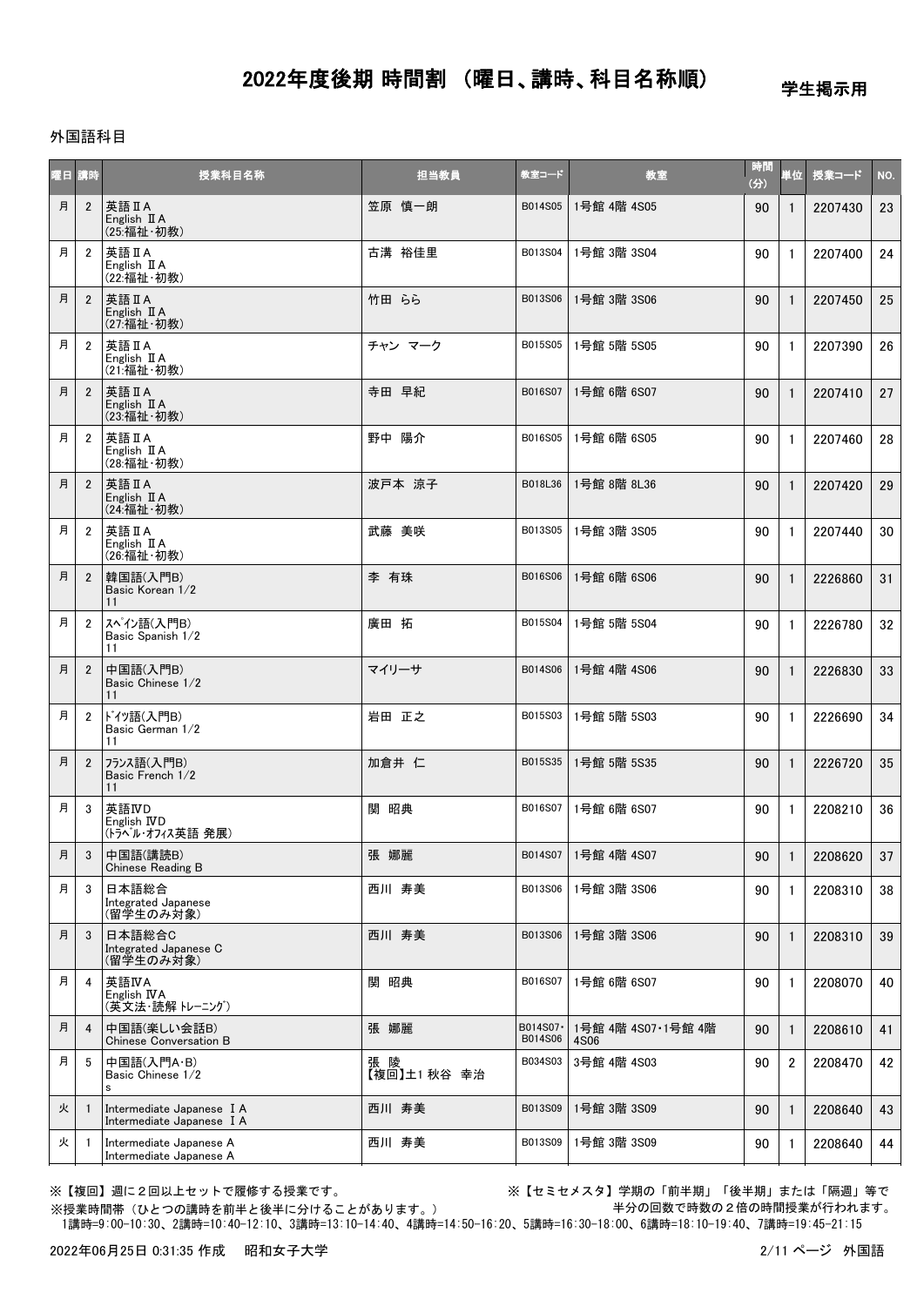# 2022年度後期 時間割 （曜日、講時、科目名称順）

学生掲示用

外国語科目

| 曜日 | 講時 | 授業科目名称 | 担当教員 | 教室コード | 教室 | 時間(分) | 単位 | 授業コード | NO. |
|---|---|---|---|---|---|---|---|---|---|
| 月 | 2 | 英語ⅡA<br>English ⅡA<br>(25:福祉・初教) | 笠原 慎一朗 | B014S05 | 1号館 4階 4S05 | 90 | 1 | 2207430 | 23 |
| 月 | 2 | 英語ⅡA<br>English ⅡA<br>(22:福祉・初教) | 古溝 裕佳里 | B013S04 | 1号館 3階 3S04 | 90 | 1 | 2207400 | 24 |
| 月 | 2 | 英語ⅡA<br>English ⅡA<br>(27:福祉・初教) | 竹田 らら | B013S06 | 1号館 3階 3S06 | 90 | 1 | 2207450 | 25 |
| 月 | 2 | 英語ⅡA<br>English ⅡA<br>(21:福祉・初教) | チャン マーク | B015S05 | 1号館 5階 5S05 | 90 | 1 | 2207390 | 26 |
| 月 | 2 | 英語ⅡA<br>English ⅡA<br>(23:福祉・初教) | 寺田 早紀 | B016S07 | 1号館 6階 6S07 | 90 | 1 | 2207410 | 27 |
| 月 | 2 | 英語ⅡA<br>English ⅡA<br>(28:福祉・初教) | 野中 陽介 | B016S05 | 1号館 6階 6S05 | 90 | 1 | 2207460 | 28 |
| 月 | 2 | 英語ⅡA<br>English ⅡA<br>(24:福祉・初教) | 波戸本 涼子 | B018L36 | 1号館 8階 8L36 | 90 | 1 | 2207420 | 29 |
| 月 | 2 | 英語ⅡA<br>English ⅡA<br>(26:福祉・初教) | 武藤 美咲 | B013S05 | 1号館 3階 3S05 | 90 | 1 | 2207440 | 30 |
| 月 | 2 | 韓国語(入門B)<br>Basic Korean 1/2<br>11 | 李 有珠 | B016S06 | 1号館 6階 6S06 | 90 | 1 | 2226860 | 31 |
| 月 | 2 | ｽﾍﾟｲﾝ語(入門B)<br>Basic Spanish 1/2<br>11 | 廣田 拓 | B015S04 | 1号館 5階 5S04 | 90 | 1 | 2226780 | 32 |
| 月 | 2 | 中国語(入門B)<br>Basic Chinese 1/2<br>11 | マイリーサ | B014S06 | 1号館 4階 4S06 | 90 | 1 | 2226830 | 33 |
| 月 | 2 | ﾄﾞｲﾂ語(入門B)<br>Basic German 1/2<br>11 | 岩田 正之 | B015S03 | 1号館 5階 5S03 | 90 | 1 | 2226690 | 34 |
| 月 | 2 | ﾌﾗﾝｽ語(入門B)<br>Basic French 1/2<br>11 | 加倉井 仁 | B015S35 | 1号館 5階 5S35 | 90 | 1 | 2226720 | 35 |
| 月 | 3 | 英語ⅣD<br>English ⅣD<br>(ﾄﾗﾍﾞﾙ･ｵﾌｨｽ英語 発展) | 関 昭典 | B016S07 | 1号館 6階 6S07 | 90 | 1 | 2208210 | 36 |
| 月 | 3 | 中国語(講読B)<br>Chinese Reading B | 張 娜麗 | B014S07 | 1号館 4階 4S07 | 90 | 1 | 2208620 | 37 |
| 月 | 3 | 日本語総合<br>Integrated Japanese<br>(留学生のみ対象) | 西川 寿美 | B013S06 | 1号館 3階 3S06 | 90 | 1 | 2208310 | 38 |
| 月 | 3 | 日本語総合C<br>Integrated Japanese C<br>(留学生のみ対象) | 西川 寿美 | B013S06 | 1号館 3階 3S06 | 90 | 1 | 2208310 | 39 |
| 月 | 4 | 英語ⅣA<br>English ⅣA<br>(英文法・読解 ﾄﾚｰﾆﾝｸﾞ) | 関 昭典 | B016S07 | 1号館 6階 6S07 | 90 | 1 | 2208070 | 40 |
| 月 | 4 | 中国語(楽しい会話B)<br>Chinese Conversation B | 張 娜麗 | B014S07・B014S06 | 1号館 4階 4S07・1号館 4階 4S06 | 90 | 1 | 2208610 | 41 |
| 月 | 5 | 中国語(入門A・B)<br>Basic Chinese 1/2<br>s | 張 陵<br>【複回】土1 秋谷 幸治 | B034S03 | 3号館 4階 4S03 | 90 | 2 | 2208470 | 42 |
| 火 | 1 | Intermediate Japanese ⅠA<br>Intermediate Japanese ⅠA | 西川 寿美 | B013S09 | 1号館 3階 3S09 | 90 | 1 | 2208640 | 43 |
| 火 | 1 | Intermediate Japanese A<br>Intermediate Japanese A | 西川 寿美 | B013S09 | 1号館 3階 3S09 | 90 | 1 | 2208640 | 44 |

※【複回】週に２回以上セットで履修する授業です。

※【セミセメスタ】学期の「前半期」「後半期」または「隔週」等で半分の回数で時数の２倍の時間授業が行われます。

※授業時間帯（ひとつの講時を前半と後半に分けることがあります。）
1講時=9:00-10:30、2講時=10:40-12:10、3講時=13:10-14:40、4講時=14:50-16:20、5講時=16:30-18:00、6講時=18:10-19:40、7講時=19:45-21:15

2022年06月25日 0:31:35 作成　昭和女子大学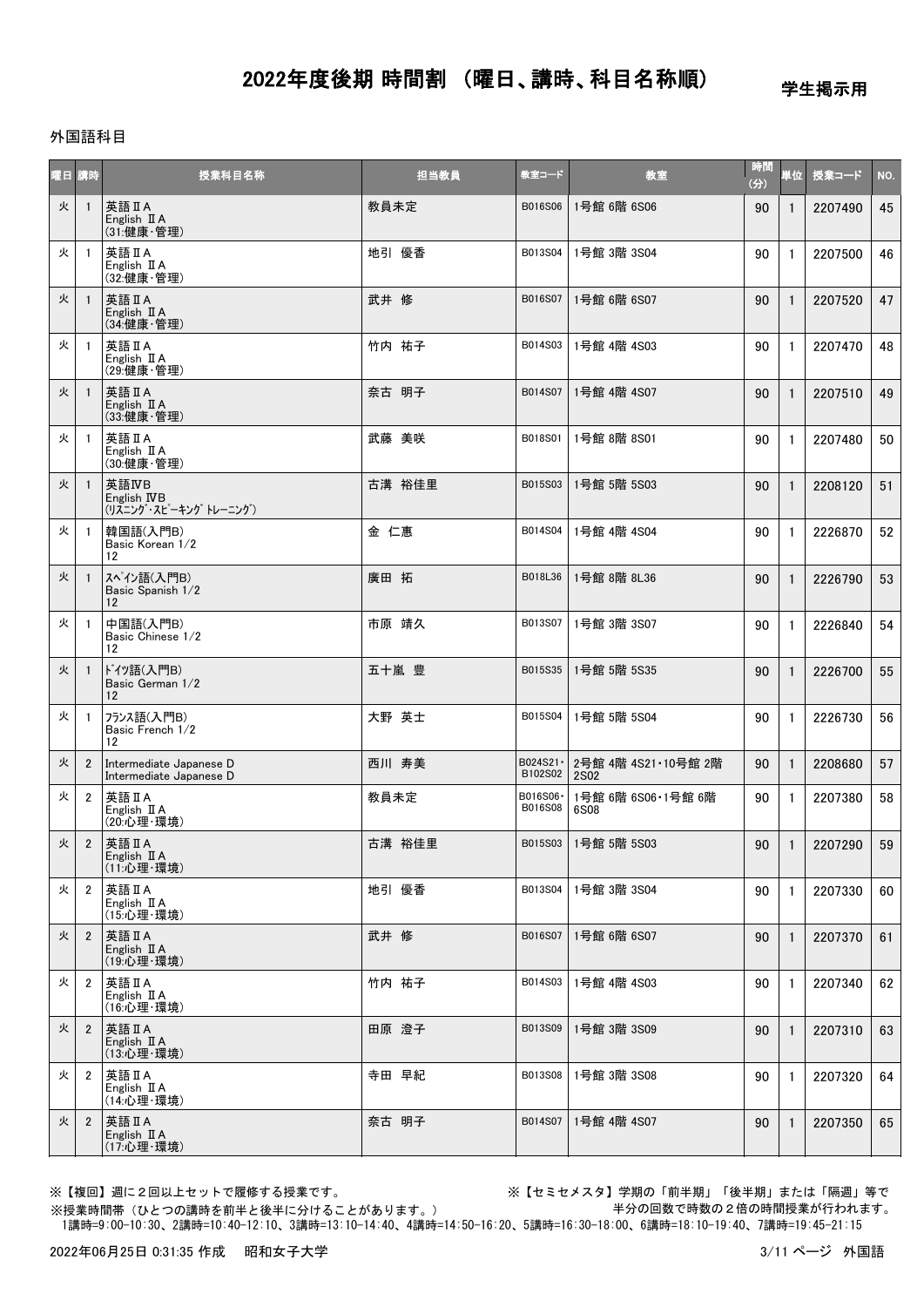# 2022年度後期 時間割 （曜日、講時、科目名称順）

学生掲示用

外国語科目

| 曜日 | 講時 | 授業科目名称 | 担当教員 | 教室コード | 教室 | 時間(分) | 単位 | 授業コード | NO. |
|---|---|---|---|---|---|---|---|---|---|
| 火 | 1 | 英語ⅡA<br>English ⅡA<br>(31:健康・管理) | 教員未定 | B016S06 | 1号館 6階 6S06 | 90 | 1 | 2207490 | 45 |
| 火 | 1 | 英語ⅡA<br>English ⅡA<br>(32:健康・管理) | 地引 優香 | B013S04 | 1号館 3階 3S04 | 90 | 1 | 2207500 | 46 |
| 火 | 1 | 英語ⅡA<br>English ⅡA<br>(34:健康・管理) | 武井 修 | B016S07 | 1号館 6階 6S07 | 90 | 1 | 2207520 | 47 |
| 火 | 1 | 英語ⅡA<br>English ⅡA<br>(29:健康・管理) | 竹内 祐子 | B014S03 | 1号館 4階 4S03 | 90 | 1 | 2207470 | 48 |
| 火 | 1 | 英語ⅡA<br>English ⅡA<br>(33:健康・管理) | 奈古 明子 | B014S07 | 1号館 4階 4S07 | 90 | 1 | 2207510 | 49 |
| 火 | 1 | 英語ⅡA<br>English ⅡA<br>(30:健康・管理) | 武藤 美咲 | B018S01 | 1号館 8階 8S01 | 90 | 1 | 2207480 | 50 |
| 火 | 1 | 英語ⅣB<br>English ⅣB<br>(ﾘｽﾆﾝｸﾞ・ｽﾋﾟｰｷﾝｸﾞ ﾄﾚｰﾆﾝｸﾞ) | 古溝 裕佳里 | B015S03 | 1号館 5階 5S03 | 90 | 1 | 2208120 | 51 |
| 火 | 1 | 韓国語(入門B)<br>Basic Korean 1/2<br>12 | 金 仁惠 | B014S04 | 1号館 4階 4S04 | 90 | 1 | 2226870 | 52 |
| 火 | 1 | ｽﾍﾟｲﾝ語(入門B)<br>Basic Spanish 1/2<br>12 | 廣田 拓 | B018L36 | 1号館 8階 8L36 | 90 | 1 | 2226790 | 53 |
| 火 | 1 | 中国語(入門B)<br>Basic Chinese 1/2<br>12 | 市原 靖久 | B013S07 | 1号館 3階 3S07 | 90 | 1 | 2226840 | 54 |
| 火 | 1 | ﾄﾞｲﾂ語(入門B)<br>Basic German 1/2<br>12 | 五十嵐 豊 | B015S35 | 1号館 5階 5S35 | 90 | 1 | 2226700 | 55 |
| 火 | 1 | ﾌﾗﾝｽ語(入門B)<br>Basic French 1/2<br>12 | 大野 英士 | B015S04 | 1号館 5階 5S04 | 90 | 1 | 2226730 | 56 |
| 火 | 2 | Intermediate Japanese D<br>Intermediate Japanese D | 西川 寿美 | B024S21・B102S02 | 2号館 4階 4S21・10号館 2階 2S02 | 90 | 1 | 2208680 | 57 |
| 火 | 2 | 英語ⅡA<br>English ⅡA<br>(20:心理・環境) | 教員未定 | B016S06・B016S08 | 1号館 6階 6S06・1号館 6階 6S08 | 90 | 1 | 2207380 | 58 |
| 火 | 2 | 英語ⅡA<br>English ⅡA<br>(11:心理・環境) | 古溝 裕佳里 | B015S03 | 1号館 5階 5S03 | 90 | 1 | 2207290 | 59 |
| 火 | 2 | 英語ⅡA<br>English ⅡA<br>(15:心理・環境) | 地引 優香 | B013S04 | 1号館 3階 3S04 | 90 | 1 | 2207330 | 60 |
| 火 | 2 | 英語ⅡA<br>English ⅡA<br>(19:心理・環境) | 武井 修 | B016S07 | 1号館 6階 6S07 | 90 | 1 | 2207370 | 61 |
| 火 | 2 | 英語ⅡA<br>English ⅡA<br>(16:心理・環境) | 竹内 祐子 | B014S03 | 1号館 4階 4S03 | 90 | 1 | 2207340 | 62 |
| 火 | 2 | 英語ⅡA<br>English ⅡA<br>(13:心理・環境) | 田原 澄子 | B013S09 | 1号館 3階 3S09 | 90 | 1 | 2207310 | 63 |
| 火 | 2 | 英語ⅡA<br>English ⅡA<br>(14:心理・環境) | 寺田 早紀 | B013S08 | 1号館 3階 3S08 | 90 | 1 | 2207320 | 64 |
| 火 | 2 | 英語ⅡA<br>English ⅡA<br>(17:心理・環境) | 奈古 明子 | B014S07 | 1号館 4階 4S07 | 90 | 1 | 2207350 | 65 |

※【複回】週に２回以上セットで履修する授業です。
※【セミセメスタ】学期の「前半期」「後半期」または「隔週」等で半分の回数で時数の２倍の時間授業が行われます。
※授業時間帯（ひとつの講時を前半と後半に分けることがあります。）
1講時=9:00-10:30、2講時=10:40-12:10、3講時=13:10-14:40、4講時=14:50-16:20、5講時=16:30-18:00、6講時=18:10-19:40、7講時=19:45-21:15

2022年06月25日 0:31:35 作成　昭和女子大学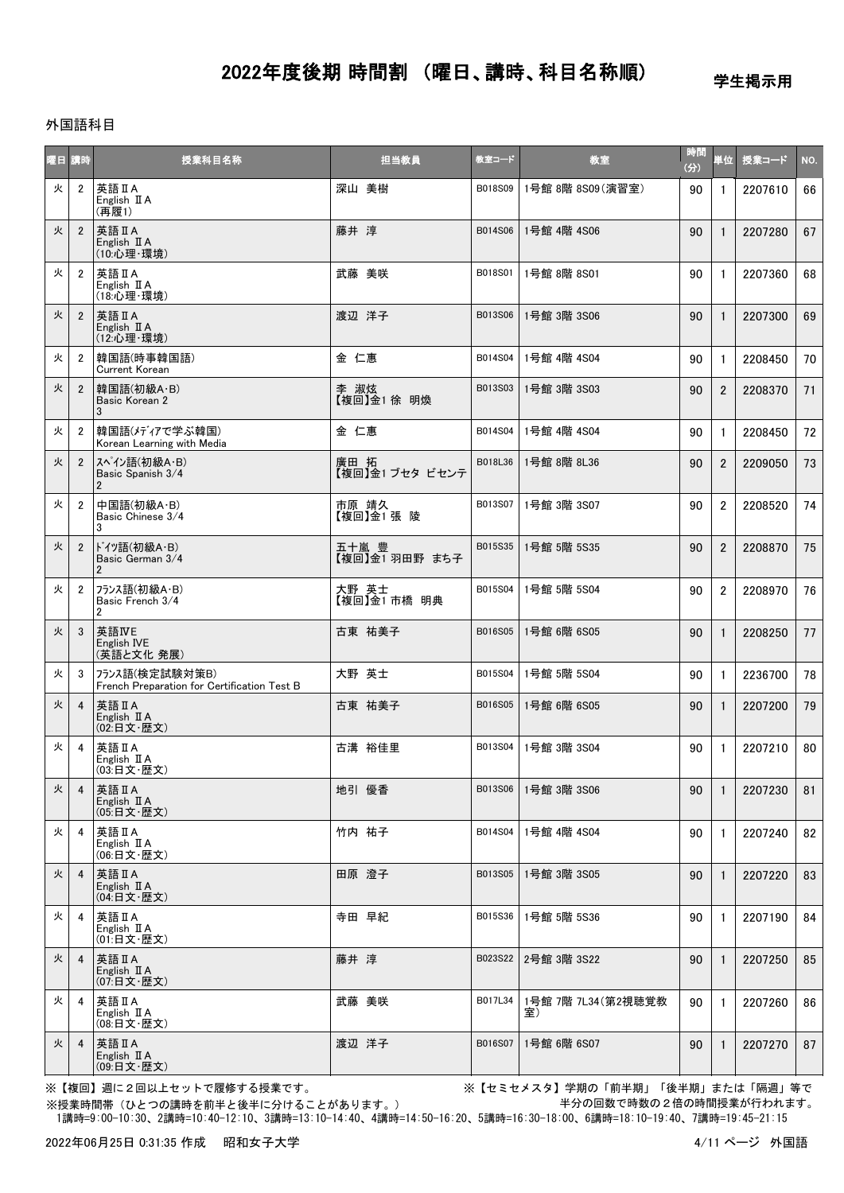# 2022年度後期 時間割 （曜日、講時、科目名称順）

学生掲示用

外国語科目

| 曜日 | 講時 | 授業科目名称 | 担当教員 | 教室コード | 教室 | 時間(分) | 単位 | 授業コード | NO. |
|---|---|---|---|---|---|---|---|---|---|
| 火 | 2 | 英語ⅡA<br>English ⅡA<br>(再履1) | 深山 美樹 | B018S09 | 1号館 8階 8S09(演習室) | 90 | 1 | 2207610 | 66 |
| 火 | 2 | 英語ⅡA<br>English ⅡA<br>(10:心理・環境) | 藤井 淳 | B014S06 | 1号館 4階 4S06 | 90 | 1 | 2207280 | 67 |
| 火 | 2 | 英語ⅡA<br>English ⅡA<br>(18:心理・環境) | 武藤 美咲 | B018S01 | 1号館 8階 8S01 | 90 | 1 | 2207360 | 68 |
| 火 | 2 | 英語ⅡA<br>English ⅡA<br>(12:心理・環境) | 渡辺 洋子 | B013S06 | 1号館 3階 3S06 | 90 | 1 | 2207300 | 69 |
| 火 | 2 | 韓国語(時事韓国語)<br>Current Korean | 金 仁惠 | B014S04 | 1号館 4階 4S04 | 90 | 1 | 2208450 | 70 |
| 火 | 2 | 韓国語(初級A・B)<br>Basic Korean 2<br>3 | 李 淑炫<br>【複回】金1 徐 明煥 | B013S03 | 1号館 3階 3S03 | 90 | 2 | 2208370 | 71 |
| 火 | 2 | 韓国語(ﾒﾃﾞｨｱで学ぶ韓国)<br>Korean Learning with Media | 金 仁惠 | B014S04 | 1号館 4階 4S04 | 90 | 1 | 2208450 | 72 |
| 火 | 2 | ｽﾍﾟｲﾝ語(初級A・B)<br>Basic Spanish 3/4<br>2 | 廣田 拓<br>【複回】金1 ブセタ ビセンテ | B018L36 | 1号館 8階 8L36 | 90 | 2 | 2209050 | 73 |
| 火 | 2 | 中国語(初級A・B)<br>Basic Chinese 3/4<br>3 | 市原 靖久<br>【複回】金1 張 陵 | B013S07 | 1号館 3階 3S07 | 90 | 2 | 2208520 | 74 |
| 火 | 2 | ﾄﾞｲﾂ語(初級A・B)<br>Basic German 3/4<br>2 | 五十嵐 豊<br>【複回】金1 羽田野 まち子 | B015S35 | 1号館 5階 5S35 | 90 | 2 | 2208870 | 75 |
| 火 | 2 | ﾌﾗﾝｽ語(初級A・B)<br>Basic French 3/4<br>2 | 大野 英士<br>【複回】金1 市橋 明典 | B015S04 | 1号館 5階 5S04 | 90 | 2 | 2208970 | 76 |
| 火 | 3 | 英語ⅣE<br>English ⅣE<br>(英語と文化 発展) | 古東 祐美子 | B016S05 | 1号館 6階 6S05 | 90 | 1 | 2208250 | 77 |
| 火 | 3 | ﾌﾗﾝｽ語(検定試験対策B)<br>French Preparation for Certification Test B | 大野 英士 | B015S04 | 1号館 5階 5S04 | 90 | 1 | 2236700 | 78 |
| 火 | 4 | 英語ⅡA<br>English ⅡA<br>(02:日文・歴文) | 古東 祐美子 | B016S05 | 1号館 6階 6S05 | 90 | 1 | 2207200 | 79 |
| 火 | 4 | 英語ⅡA<br>English ⅡA<br>(03:日文・歴文) | 古溝 裕佳里 | B013S04 | 1号館 3階 3S04 | 90 | 1 | 2207210 | 80 |
| 火 | 4 | 英語ⅡA<br>English ⅡA<br>(05:日文・歴文) | 地引 優香 | B013S06 | 1号館 3階 3S06 | 90 | 1 | 2207230 | 81 |
| 火 | 4 | 英語ⅡA<br>English ⅡA<br>(06:日文・歴文) | 竹内 祐子 | B014S04 | 1号館 4階 4S04 | 90 | 1 | 2207240 | 82 |
| 火 | 4 | 英語ⅡA<br>English ⅡA<br>(04:日文・歴文) | 田原 澄子 | B013S05 | 1号館 3階 3S05 | 90 | 1 | 2207220 | 83 |
| 火 | 4 | 英語ⅡA<br>English ⅡA<br>(01:日文・歴文) | 寺田 早紀 | B015S36 | 1号館 5階 5S36 | 90 | 1 | 2207190 | 84 |
| 火 | 4 | 英語ⅡA<br>English ⅡA<br>(07:日文・歴文) | 藤井 淳 | B023S22 | 2号館 3階 3S22 | 90 | 1 | 2207250 | 85 |
| 火 | 4 | 英語ⅡA<br>English ⅡA<br>(08:日文・歴文) | 武藤 美咲 | B017L34 | 1号館 7階 7L34(第2視聴覚教室) | 90 | 1 | 2207260 | 86 |
| 火 | 4 | 英語ⅡA<br>English ⅡA<br>(09:日文・歴文) | 渡辺 洋子 | B016S07 | 1号館 6階 6S07 | 90 | 1 | 2207270 | 87 |

※【複回】週に２回以上セットで履修する授業です。

※【セミセメスタ】学期の「前半期」「後半期」または「隔週」等で半分の回数で時数の２倍の時間授業が行われます。

※授業時間帯（ひとつの講時を前半と後半に分けることがあります。）

1講時=9:00-10:30、2講時=10:40-12:10、3講時=13:10-14:40、4講時=14:50-16:20、5講時=16:30-18:00、6講時=18:10-19:40、7講時=19:45-21:15

2022年06月25日 0:31:35 作成　昭和女子大学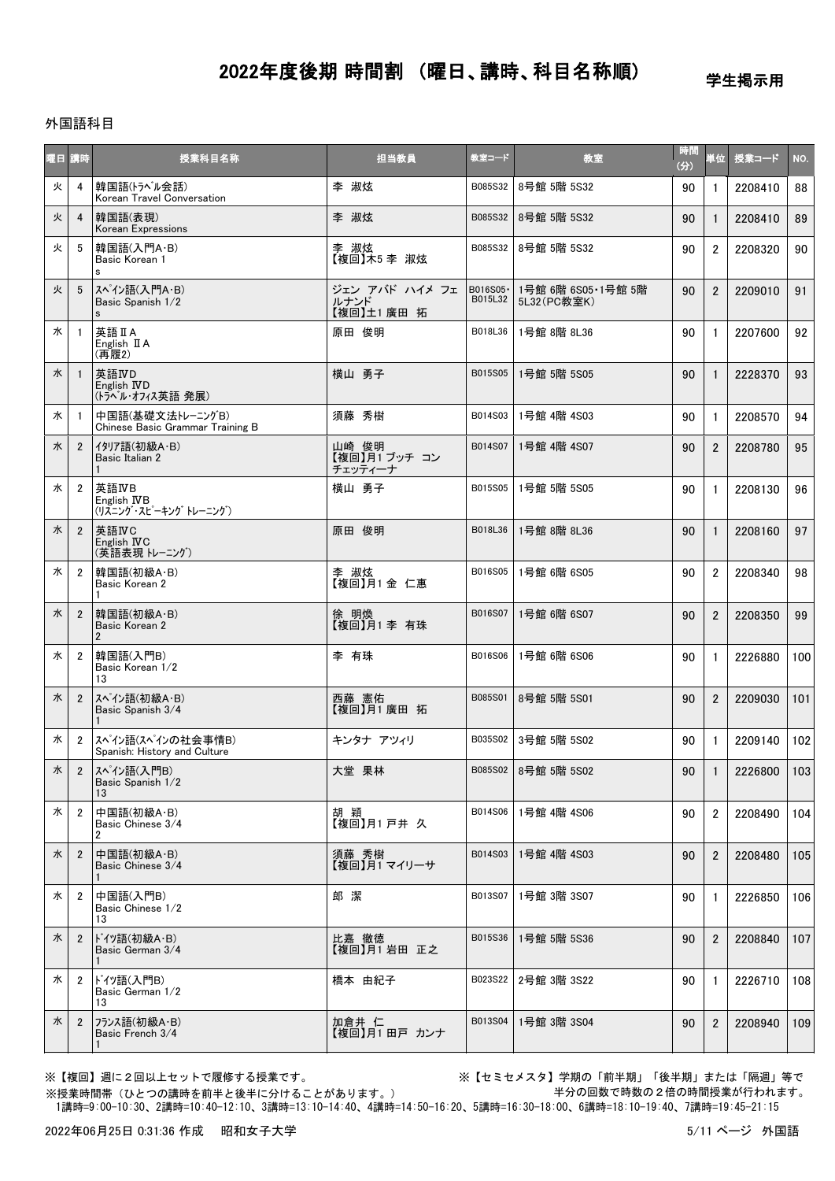# 2022年度後期 時間割 （曜日、講時、科目名称順）

学生掲示用

外国語科目

| 曜日 | 講時 | 授業科目名称 | 担当教員 | 教室コード | 教室 | 時間(分) | 単位 | 授業コード | NO. |
|---|---|---|---|---|---|---|---|---|---|
| 火 | 4 | 韓国語(ﾄﾗﾍﾞﾙ会話) Korean Travel Conversation | 李 淑炫 | B085S32 | 8号館 5階 5S32 | 90 | 1 | 2208410 | 88 |
| 火 | 4 | 韓国語(表現) Korean Expressions | 李 淑炫 | B085S32 | 8号館 5階 5S32 | 90 | 1 | 2208410 | 89 |
| 火 | 5 | 韓国語(入門A･B) Basic Korean 1 s | 李 淑炫 【複回】木5 李 淑炫 | B085S32 | 8号館 5階 5S32 | 90 | 2 | 2208320 | 90 |
| 火 | 5 | ｽﾍﾟｲﾝ語(入門A･B) Basic Spanish 1/2 s | ジェン アバド ハイメ フェルナンド 【複回】土1 廣田 拓 | B016S05･B015L32 | 1号館 6階 6S05･1号館 5階 5L32(PC教室K) | 90 | 2 | 2209010 | 91 |
| 水 | 1 | 英語ⅡA English ⅡA (再履2) | 原田 俊明 | B018L36 | 1号館 8階 8L36 | 90 | 1 | 2207600 | 92 |
| 水 | 1 | 英語ⅣD English ⅣD (ﾄﾗﾍﾞﾙ･ｵﾌｨｽ英語 発展) | 横山 勇子 | B015S05 | 1号館 5階 5S05 | 90 | 1 | 2228370 | 93 |
| 水 | 1 | 中国語(基礎文法ﾄﾚｰﾆﾝｸﾞB) Chinese Basic Grammar Training B | 須藤 秀樹 | B014S03 | 1号館 4階 4S03 | 90 | 1 | 2208570 | 94 |
| 水 | 2 | ｲﾀﾘｱ語(初級A･B) Basic Italian 2 1 | 山崎 俊明 【複回】月1 ブッチ コンチェッティーナ | B014S07 | 1号館 4階 4S07 | 90 | 2 | 2208780 | 95 |
| 水 | 2 | 英語ⅣB English ⅣB (ﾘｽﾆﾝｸﾞ･ｽﾋﾟｰｷﾝｸﾞ ﾄﾚｰﾆﾝｸﾞ) | 横山 勇子 | B015S05 | 1号館 5階 5S05 | 90 | 1 | 2208130 | 96 |
| 水 | 2 | 英語ⅣC English ⅣC (英語表現 ﾄﾚｰﾆﾝｸﾞ) | 原田 俊明 | B018L36 | 1号館 8階 8L36 | 90 | 1 | 2208160 | 97 |
| 水 | 2 | 韓国語(初級A･B) Basic Korean 2 1 | 李 淑炫 【複回】月1 金 仁恵 | B016S05 | 1号館 6階 6S05 | 90 | 2 | 2208340 | 98 |
| 水 | 2 | 韓国語(初級A･B) Basic Korean 2 2 | 徐 明煥 【複回】月1 李 有珠 | B016S07 | 1号館 6階 6S07 | 90 | 2 | 2208350 | 99 |
| 水 | 2 | 韓国語(入門B) Basic Korean 1/2 13 | 李 有珠 | B016S06 | 1号館 6階 6S06 | 90 | 1 | 2226880 | 100 |
| 水 | 2 | ｽﾍﾟｲﾝ語(初級A･B) Basic Spanish 3/4 1 | 西藤 憲佑 【複回】月1 廣田 拓 | B085S01 | 8号館 5階 5S01 | 90 | 2 | 2209030 | 101 |
| 水 | 2 | ｽﾍﾟｲﾝ語(ｽﾍﾟｲﾝの社会事情B) Spanish: History and Culture | キンタナ アツィリ | B035S02 | 3号館 5階 5S02 | 90 | 1 | 2209140 | 102 |
| 水 | 2 | ｽﾍﾟｲﾝ語(入門B) Basic Spanish 1/2 13 | 大堂 果林 | B085S02 | 8号館 5階 5S02 | 90 | 1 | 2226800 | 103 |
| 水 | 2 | 中国語(初級A･B) Basic Chinese 3/4 2 | 胡 穎 【複回】月1 戸井 久 | B014S06 | 1号館 4階 4S06 | 90 | 2 | 2208490 | 104 |
| 水 | 2 | 中国語(初級A･B) Basic Chinese 3/4 1 | 須藤 秀樹 【複回】月1 マイリーサ | B014S03 | 1号館 4階 4S03 | 90 | 2 | 2208480 | 105 |
| 水 | 2 | 中国語(入門B) Basic Chinese 1/2 13 | 郎 潔 | B013S07 | 1号館 3階 3S07 | 90 | 1 | 2226850 | 106 |
| 水 | 2 | ﾄﾞｲﾂ語(初級A･B) Basic German 3/4 1 | 比嘉 徹徳 【複回】月1 岩田 正之 | B015S36 | 1号館 5階 5S36 | 90 | 2 | 2208840 | 107 |
| 水 | 2 | ﾄﾞｲﾂ語(入門B) Basic German 1/2 13 | 橋本 由紀子 | B023S22 | 2号館 3階 3S22 | 90 | 1 | 2226710 | 108 |
| 水 | 2 | ﾌﾗﾝｽ語(初級A･B) Basic French 3/4 1 | 加倉井 仁 【複回】月1 田戸 カンナ | B013S04 | 1号館 3階 3S04 | 90 | 2 | 2208940 | 109 |

※【複回】週に２回以上セットで履修する授業です。

※【セミセメスタ】学期の「前半期」「後半期」または「隔週」等で半分の回数で時数の２倍の時間授業が行われます。

※授業時間帯（ひとつの講時を前半と後半に分けることがあります。）

1講時=9:00-10:30、2講時=10:40-12:10、3講時=13:10-14:40、4講時=14:50-16:20、5講時=16:30-18:00、6講時=18:10-19:40、7講時=19:45-21:15

2022年06月25日 0:31:36 作成　昭和女子大学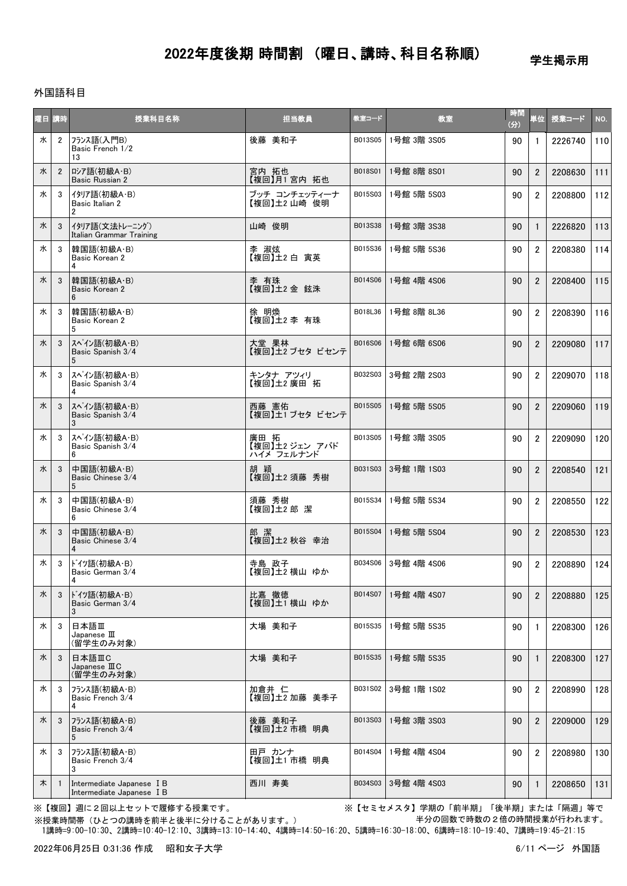# 2022年度後期 時間割 （曜日、講時、科目名称順）

学生掲示用

外国語科目

| 曜日 | 講時 | 授業科目名称 | 担当教員 | 教室コード | 教室 | 時間(分) | 単位 | 授業コード | NO. |
|---|---|---|---|---|---|---|---|---|---|
| 水 | 2 | ﾌﾗﾝｽ語(入門B) Basic French 1/2 13 | 後藤 美和子 | B013S05 | 1号館 3階 3S05 | 90 | 1 | 2226740 | 110 |
| 水 | 2 | ﾛｼｱ語(初級A･B) Basic Russian 2 | 宮内 拓也 【複回】月1 宮内 拓也 | B018S01 | 1号館 8階 8S01 | 90 | 2 | 2208630 | 111 |
| 水 | 3 | ｲﾀﾘｱ語(初級A･B) Basic Italian 2 2 | ブッチ コンチェッティーナ 【複回】土2 山崎 俊明 | B015S03 | 1号館 5階 5S03 | 90 | 2 | 2208800 | 112 |
| 水 | 3 | ｲﾀﾘｱ語(文法ﾄﾚｰﾆﾝｸﾞ) Italian Grammar Training | 山崎 俊明 | B013S38 | 1号館 3階 3S38 | 90 | 1 | 2226820 | 113 |
| 水 | 3 | 韓国語(初級A･B) Basic Korean 2 4 | 李 淑炫 【複回】土2 白 寅英 | B015S36 | 1号館 5階 5S36 | 90 | 2 | 2208380 | 114 |
| 水 | 3 | 韓国語(初級A･B) Basic Korean 2 6 | 李 有珠 【複回】土2 金 鉉洙 | B014S06 | 1号館 4階 4S06 | 90 | 2 | 2208400 | 115 |
| 水 | 3 | 韓国語(初級A･B) Basic Korean 2 5 | 徐 明煥 【複回】土2 李 有珠 | B018L36 | 1号館 8階 8L36 | 90 | 2 | 2208390 | 116 |
| 水 | 3 | ｽﾍﾟｲﾝ語(初級A･B) Basic Spanish 3/4 5 | 大堂 果林 【複回】土2 ブセタ ビセンテ | B016S06 | 1号館 6階 6S06 | 90 | 2 | 2209080 | 117 |
| 水 | 3 | ｽﾍﾟｲﾝ語(初級A･B) Basic Spanish 3/4 4 | キンタナ アツィリ 【複回】土2 廣田 拓 | B032S03 | 3号館 2階 2S03 | 90 | 2 | 2209070 | 118 |
| 水 | 3 | ｽﾍﾟｲﾝ語(初級A･B) Basic Spanish 3/4 3 | 西藤 憲佑 【複回】土1 ブセタ ビセンテ | B015S05 | 1号館 5階 5S05 | 90 | 2 | 2209060 | 119 |
| 水 | 3 | ｽﾍﾟｲﾝ語(初級A･B) Basic Spanish 3/4 6 | 廣田 拓 【複回】土2 ジェン アバド ハイメ フェルナンド | B013S05 | 1号館 3階 3S05 | 90 | 2 | 2209090 | 120 |
| 水 | 3 | 中国語(初級A･B) Basic Chinese 3/4 5 | 胡 穎 【複回】土2 須藤 秀樹 | B031S03 | 3号館 1階 1S03 | 90 | 2 | 2208540 | 121 |
| 水 | 3 | 中国語(初級A･B) Basic Chinese 3/4 6 | 須藤 秀樹 【複回】土2 郎 潔 | B015S34 | 1号館 5階 5S34 | 90 | 2 | 2208550 | 122 |
| 水 | 3 | 中国語(初級A･B) Basic Chinese 3/4 4 | 郎 潔 【複回】土2 秋谷 幸治 | B015S04 | 1号館 5階 5S04 | 90 | 2 | 2208530 | 123 |
| 水 | 3 | ﾄﾞｲﾂ語(初級A･B) Basic German 3/4 4 | 寺島 政子 【複回】土2 横山 ゆか | B034S06 | 3号館 4階 4S06 | 90 | 2 | 2208890 | 124 |
| 水 | 3 | ﾄﾞｲﾂ語(初級A･B) Basic German 3/4 3 | 比嘉 徹徳 【複回】土1 横山 ゆか | B014S07 | 1号館 4階 4S07 | 90 | 2 | 2208880 | 125 |
| 水 | 3 | 日本語Ⅲ Japanese Ⅲ (留学生のみ対象) | 大場 美和子 | B015S35 | 1号館 5階 5S35 | 90 | 1 | 2208300 | 126 |
| 水 | 3 | 日本語ⅢC Japanese ⅢC (留学生のみ対象) | 大場 美和子 | B015S35 | 1号館 5階 5S35 | 90 | 1 | 2208300 | 127 |
| 水 | 3 | ﾌﾗﾝｽ語(初級A･B) Basic French 3/4 4 | 加倉井 仁 【複回】土2 加藤 美季子 | B031S02 | 3号館 1階 1S02 | 90 | 2 | 2208990 | 128 |
| 水 | 3 | ﾌﾗﾝｽ語(初級A･B) Basic French 3/4 5 | 後藤 美和子 【複回】土2 市橋 明典 | B013S03 | 1号館 3階 3S03 | 90 | 2 | 2209000 | 129 |
| 水 | 3 | ﾌﾗﾝｽ語(初級A･B) Basic French 3/4 3 | 田戸 カンナ 【複回】土1 市橋 明典 | B014S04 | 1号館 4階 4S04 | 90 | 2 | 2208980 | 130 |
| 木 | 1 | Intermediate Japanese ⅠB Intermediate Japanese ⅠB | 西川 寿美 | B034S03 | 3号館 4階 4S03 | 90 | 1 | 2208650 | 131 |

※【複回】週に２回以上セットで履修する授業です。

※【セミセメスタ】学期の「前半期」「後半期」または「隔週」等で半分の回数で時数の２倍の時間授業が行われます。

※授業時間帯（ひとつの講時を前半と後半に分けることがあります。）
1講時=9:00-10:30、2講時=10:40-12:10、3講時=13:10-14:40、4講時=14:50-16:20、5講時=16:30-18:00、6講時=18:10-19:40、7講時=19:45-21:15

2022年06月25日 0:31:36 作成　昭和女子大学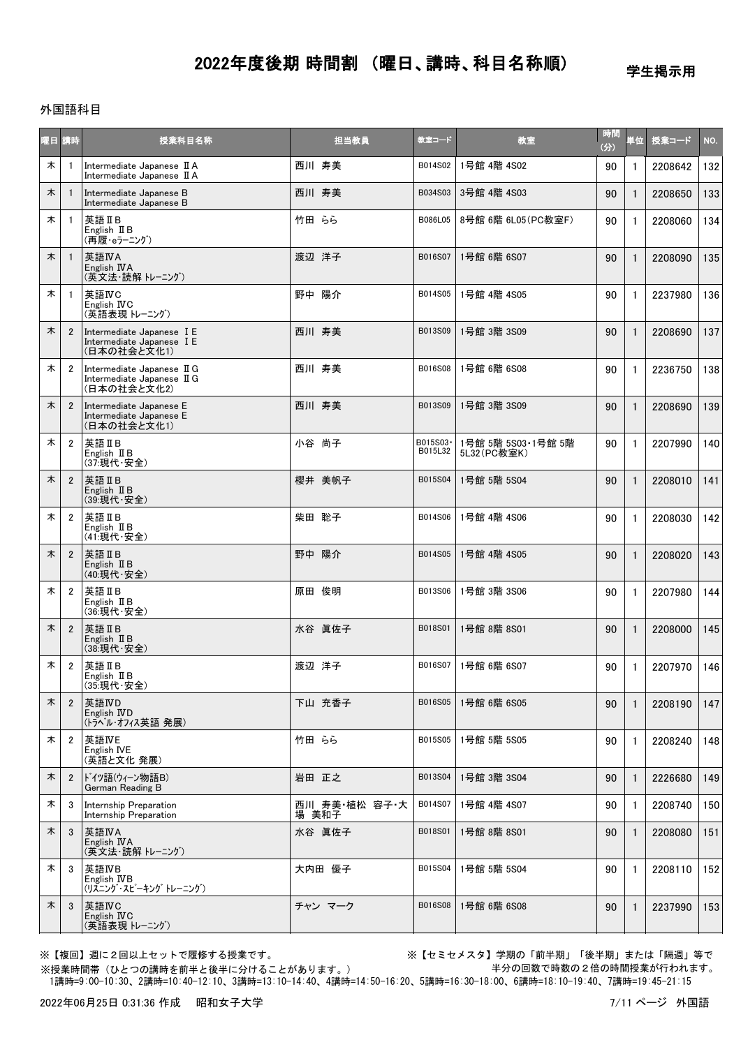# 2022年度後期 時間割 （曜日、講時、科目名称順）

学生掲示用

外国語科目

| 曜日 | 講時 | 授業科目名称 | 担当教員 | 教室コード | 教室 | 時間(分) | 単位 | 授業コード | NO. |
|---|---|---|---|---|---|---|---|---|---|
| 木 | 1 | Intermediate Japanese ⅡA<br>Intermediate Japanese ⅡA | 西川 寿美 | B014S02 | 1号館 4階 4S02 | 90 | 1 | 2208642 | 132 |
| 木 | 1 | Intermediate Japanese B<br>Intermediate Japanese B | 西川 寿美 | B034S03 | 3号館 4階 4S03 | 90 | 1 | 2208650 | 133 |
| 木 | 1 | 英語ⅡB<br>English ⅡB<br>(再履･eラーニング) | 竹田 らら | B086L05 | 8号館 6階 6L05(PC教室F) | 90 | 1 | 2208060 | 134 |
| 木 | 1 | 英語ⅣA<br>English ⅣA<br>(英文法･読解 トレーニング) | 渡辺 洋子 | B016S07 | 1号館 6階 6S07 | 90 | 1 | 2208090 | 135 |
| 木 | 1 | 英語ⅣC<br>English ⅣC<br>(英語表現 トレーニング) | 野中 陽介 | B014S05 | 1号館 4階 4S05 | 90 | 1 | 2237980 | 136 |
| 木 | 2 | Intermediate Japanese ⅠE<br>Intermediate Japanese ⅠE<br>(日本の社会と文化1) | 西川 寿美 | B013S09 | 1号館 3階 3S09 | 90 | 1 | 2208690 | 137 |
| 木 | 2 | Intermediate Japanese ⅡG<br>Intermediate Japanese ⅡG<br>(日本の社会と文化2) | 西川 寿美 | B016S08 | 1号館 6階 6S08 | 90 | 1 | 2236750 | 138 |
| 木 | 2 | Intermediate Japanese E<br>Intermediate Japanese E<br>(日本の社会と文化1) | 西川 寿美 | B013S09 | 1号館 3階 3S09 | 90 | 1 | 2208690 | 139 |
| 木 | 2 | 英語ⅡB<br>English ⅡB<br>(37:現代･安全) | 小谷 尚子 | B015S03･B015L32 | 1号館 5階 5S03･1号館 5階 5L32(PC教室K) | 90 | 1 | 2207990 | 140 |
| 木 | 2 | 英語ⅡB<br>English ⅡB<br>(39:現代･安全) | 櫻井 美帆子 | B015S04 | 1号館 5階 5S04 | 90 | 1 | 2208010 | 141 |
| 木 | 2 | 英語ⅡB<br>English ⅡB<br>(41:現代･安全) | 柴田 聡子 | B014S06 | 1号館 4階 4S06 | 90 | 1 | 2208030 | 142 |
| 木 | 2 | 英語ⅡB<br>English ⅡB<br>(40:現代･安全) | 野中 陽介 | B014S05 | 1号館 4階 4S05 | 90 | 1 | 2208020 | 143 |
| 木 | 2 | 英語ⅡB<br>English ⅡB<br>(36:現代･安全) | 原田 俊明 | B013S06 | 1号館 3階 3S06 | 90 | 1 | 2207980 | 144 |
| 木 | 2 | 英語ⅡB<br>English ⅡB<br>(38:現代･安全) | 水谷 眞佐子 | B018S01 | 1号館 8階 8S01 | 90 | 1 | 2208000 | 145 |
| 木 | 2 | 英語ⅡB<br>English ⅡB<br>(35:現代･安全) | 渡辺 洋子 | B016S07 | 1号館 6階 6S07 | 90 | 1 | 2207970 | 146 |
| 木 | 2 | 英語ⅣD<br>English ⅣD<br>(ﾄﾗﾍﾞﾙ･ｵﾌｨｽ英語 発展) | 下山 充香子 | B016S05 | 1号館 6階 6S05 | 90 | 1 | 2208190 | 147 |
| 木 | 2 | 英語ⅣE<br>English ⅣE<br>(英語と文化 発展) | 竹田 らら | B015S05 | 1号館 5階 5S05 | 90 | 1 | 2208240 | 148 |
| 木 | 2 | ﾄﾞｲﾂ語(ｳｨｰﾝ物語B)<br>German Reading B | 岩田 正之 | B013S04 | 1号館 3階 3S04 | 90 | 1 | 2226680 | 149 |
| 木 | 3 | Internship Preparation<br>Internship Preparation | 西川 寿美･植松 容子･大場 美和子 | B014S07 | 1号館 4階 4S07 | 90 | 1 | 2208740 | 150 |
| 木 | 3 | 英語ⅣA<br>English ⅣA<br>(英文法･読解 トレーニング) | 水谷 眞佐子 | B018S01 | 1号館 8階 8S01 | 90 | 1 | 2208080 | 151 |
| 木 | 3 | 英語ⅣB<br>English ⅣB<br>(ﾘｽﾆﾝｸﾞ･ｽﾋﾟｰｷﾝｸﾞ ﾄﾚｰﾆﾝｸﾞ) | 大内田 優子 | B015S04 | 1号館 5階 5S04 | 90 | 1 | 2208110 | 152 |
| 木 | 3 | 英語ⅣC<br>English ⅣC<br>(英語表現 トレーニング) | チャン マーク | B016S08 | 1号館 6階 6S08 | 90 | 1 | 2237990 | 153 |

※【複回】週に２回以上セットで履修する授業です。

※【セミセメスタ】学期の「前半期」「後半期」または「隔週」等で半分の回数で時数の２倍の時間授業が行われます。

※授業時間帯（ひとつの講時を前半と後半に分けることがあります。）
1講時=9:00-10:30、2講時=10:40-12:10、3講時=13:10-14:40、4講時=14:50-16:20、5講時=16:30-18:00、6講時=18:10-19:40、7講時=19:45-21:15

2022年06月25日 0:31:36 作成　昭和女子大学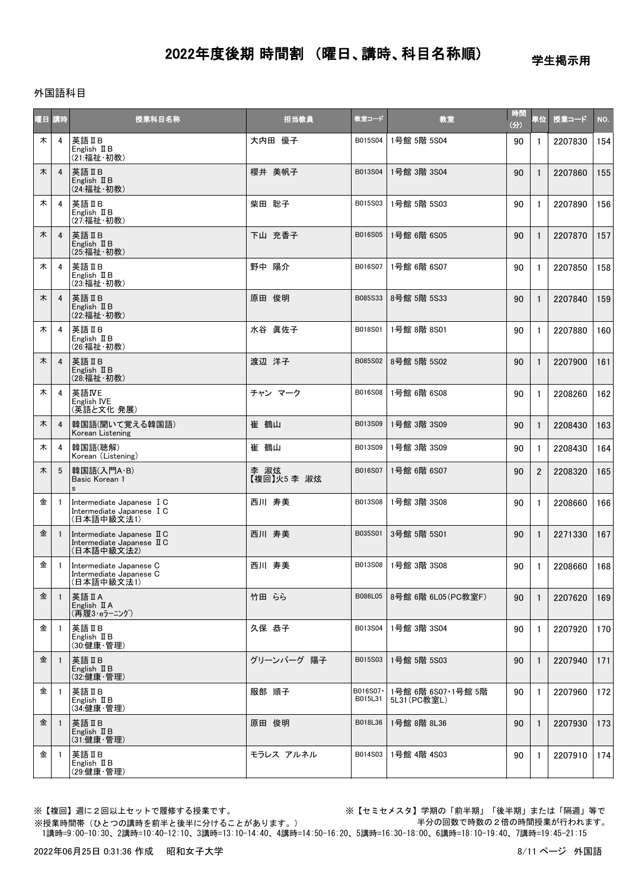# 2022年度後期 時間割 （曜日、講時、科目名称順）

学生掲示用

外国語科目

| 曜日 | 講時 | 授業科目名称 | 担当教員 | 教室コード | 教室 | 時間(分) | 単位 | 授業コード | NO. |
|---|---|---|---|---|---|---|---|---|---|
| 木 | 4 | 英語ⅡB<br>English ⅡB<br>(21:福祉・初教) | 大内田 優子 | B015S04 | 1号館 5階 5S04 | 90 | 1 | 2207830 | 154 |
| 木 | 4 | 英語ⅡB<br>English ⅡB<br>(24:福祉・初教) | 櫻井 美帆子 | B013S04 | 1号館 3階 3S04 | 90 | 1 | 2207860 | 155 |
| 木 | 4 | 英語ⅡB<br>English ⅡB<br>(27:福祉・初教) | 柴田 聡子 | B015S03 | 1号館 5階 5S03 | 90 | 1 | 2207890 | 156 |
| 木 | 4 | 英語ⅡB<br>English ⅡB<br>(25:福祉・初教) | 下山 充香子 | B016S05 | 1号館 6階 6S05 | 90 | 1 | 2207870 | 157 |
| 木 | 4 | 英語ⅡB<br>English ⅡB<br>(23:福祉・初教) | 野中 陽介 | B016S07 | 1号館 6階 6S07 | 90 | 1 | 2207850 | 158 |
| 木 | 4 | 英語ⅡB<br>English ⅡB<br>(22:福祉・初教) | 原田 俊明 | B085S33 | 8号館 5階 5S33 | 90 | 1 | 2207840 | 159 |
| 木 | 4 | 英語ⅡB<br>English ⅡB<br>(26:福祉・初教) | 水谷 眞佐子 | B018S01 | 1号館 8階 8S01 | 90 | 1 | 2207880 | 160 |
| 木 | 4 | 英語ⅡB<br>English ⅡB<br>(28:福祉・初教) | 渡辺 洋子 | B085S02 | 8号館 5階 5S02 | 90 | 1 | 2207900 | 161 |
| 木 | 4 | 英語ⅣE<br>English IVE<br>(英語と文化 発展) | チャン マーク | B016S08 | 1号館 6階 6S08 | 90 | 1 | 2208260 | 162 |
| 木 | 4 | 韓国語(聞いて覚える韓国語)<br>Korean Listening | 崔 鶴山 | B013S09 | 1号館 3階 3S09 | 90 | 1 | 2208430 | 163 |
| 木 | 4 | 韓国語(聴解)<br>Korean (Listening) | 崔 鶴山 | B013S09 | 1号館 3階 3S09 | 90 | 1 | 2208430 | 164 |
| 木 | 5 | 韓国語(入門A・B)<br>Basic Korean 1<br>s | 李 淑炫<br>【複回】火5 李 淑炫 | B016S07 | 1号館 6階 6S07 | 90 | 2 | 2208320 | 165 |
| 金 | 1 | Intermediate Japanese ⅠC<br>Intermediate Japanese ⅠC<br>(日本語中級文法1) | 西川 寿美 | B013S08 | 1号館 3階 3S08 | 90 | 1 | 2208660 | 166 |
| 金 | 1 | Intermediate Japanese ⅡC<br>Intermediate Japanese ⅡC<br>(日本語中級文法2) | 西川 寿美 | B035S01 | 3号館 5階 5S01 | 90 | 1 | 2271330 | 167 |
| 金 | 1 | Intermediate Japanese C<br>Intermediate Japanese C<br>(日本語中級文法1) | 西川 寿美 | B013S08 | 1号館 3階 3S08 | 90 | 1 | 2208660 | 168 |
| 金 | 1 | 英語ⅡA<br>English ⅡA<br>(再履3・eラーニング) | 竹田 らら | B086L05 | 8号館 6階 6L05(PC教室F) | 90 | 1 | 2207620 | 169 |
| 金 | 1 | 英語ⅡB<br>English ⅡB<br>(30:健康・管理) | 久保 恭子 | B013S04 | 1号館 3階 3S04 | 90 | 1 | 2207920 | 170 |
| 金 | 1 | 英語ⅡB<br>English ⅡB<br>(32:健康・管理) | グリーンバーグ 陽子 | B015S03 | 1号館 5階 5S03 | 90 | 1 | 2207940 | 171 |
| 金 | 1 | 英語ⅡB<br>English ⅡB<br>(34:健康・管理) | 服部 順子 | B016S07・B015L31 | 1号館 6階 6S07・1号館 5階 5L31(PC教室L) | 90 | 1 | 2207960 | 172 |
| 金 | 1 | 英語ⅡB<br>English ⅡB<br>(31:健康・管理) | 原田 俊明 | B018L36 | 1号館 8階 8L36 | 90 | 1 | 2207930 | 173 |
| 金 | 1 | 英語ⅡB<br>English ⅡB<br>(29:健康・管理) | モラレス アルネル | B014S03 | 1号館 4階 4S03 | 90 | 1 | 2207910 | 174 |

※【複回】週に２回以上セットで履修する授業です。

※【セミセメスタ】学期の「前半期」「後半期」または「隔週」等で半分の回数で時数の２倍の時間授業が行われます。

※授業時間帯（ひとつの講時を前半と後半に分けることがあります。）
1講時=9:00-10:30、2講時=10:40-12:10、3講時=13:10-14:40、4講時=14:50-16:20、5講時=16:30-18:00、6講時=18:10-19:40、7講時=19:45-21:15

2022年06月25日 0:31:36 作成　昭和女子大学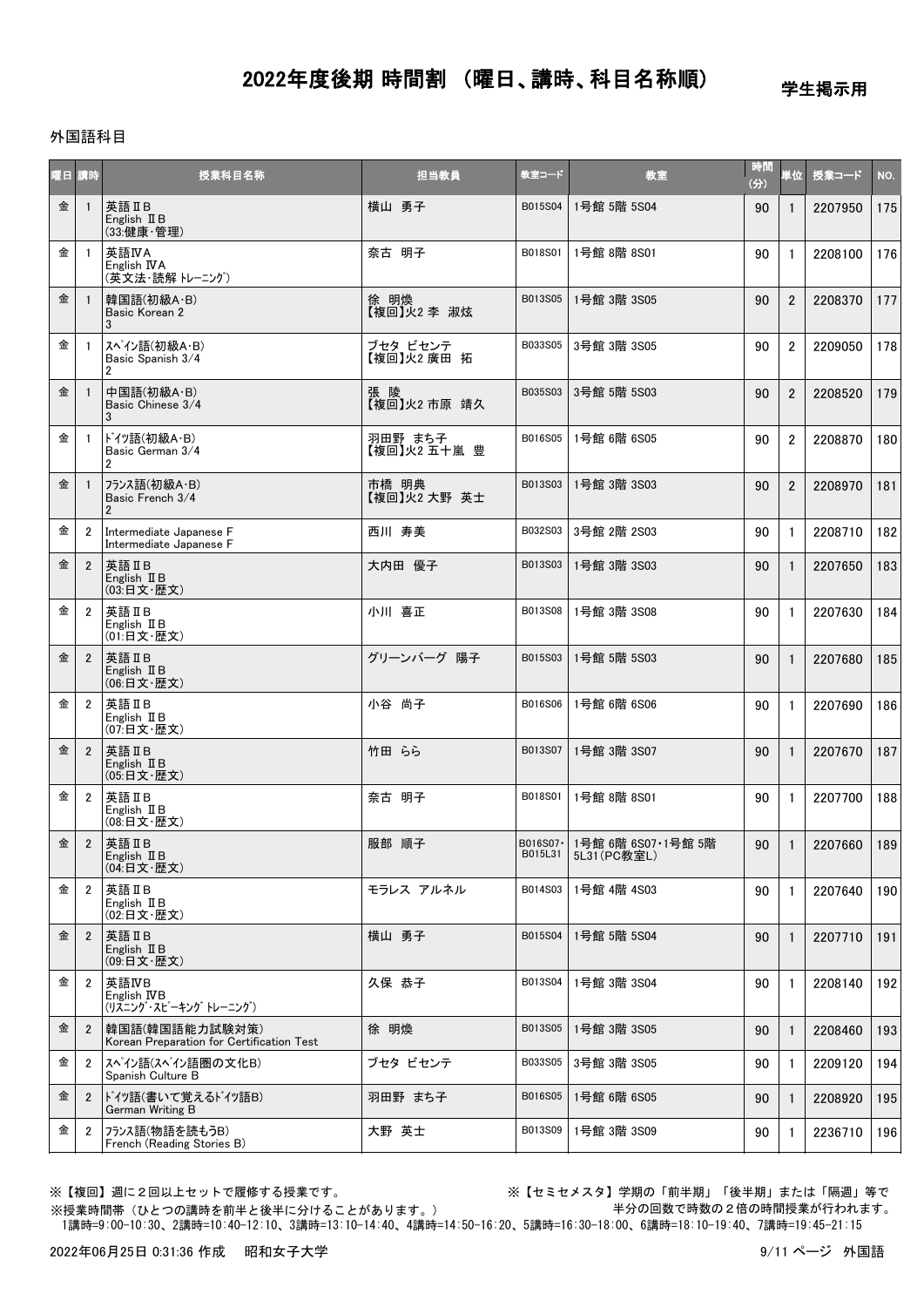# 2022年度後期 時間割 （曜日、講時、科目名称順）

学生掲示用

外国語科目

| 曜日 | 講時 | 授業科目名称 | 担当教員 | 教室コード | 教室 | 時間(分) | 単位 | 授業コード | NO. |
|---|---|---|---|---|---|---|---|---|---|
| 金 | 1 | 英語ⅡB<br>English ⅡB<br>(33:健康・管理) | 横山 勇子 | B015S04 | 1号館 5階 5S04 | 90 | 1 | 2207950 | 175 |
| 金 | 1 | 英語ⅣA<br>English ⅣA<br>(英文法・読解 ﾄﾚｰﾆﾝｸﾞ) | 奈古 明子 | B018S01 | 1号館 8階 8S01 | 90 | 1 | 2208100 | 176 |
| 金 | 1 | 韓国語(初級A･B)<br>Basic Korean 2<br>3 | 徐 明煥<br>【複回】火2 李 淑炫 | B013S05 | 1号館 3階 3S05 | 90 | 2 | 2208370 | 177 |
| 金 | 1 | ｽﾍﾟｲﾝ語(初級A･B)<br>Basic Spanish 3/4<br>2 | ブセタ ビセンテ<br>【複回】火2 廣田 拓 | B033S05 | 3号館 3階 3S05 | 90 | 2 | 2209050 | 178 |
| 金 | 1 | 中国語(初級A･B)<br>Basic Chinese 3/4<br>3 | 張 陵<br>【複回】火2 市原 靖久 | B035S03 | 3号館 5階 5S03 | 90 | 2 | 2208520 | 179 |
| 金 | 1 | ﾄﾞｲﾂ語(初級A･B)<br>Basic German 3/4<br>2 | 羽田野 まち子<br>【複回】火2 五十嵐 豊 | B016S05 | 1号館 6階 6S05 | 90 | 2 | 2208870 | 180 |
| 金 | 1 | ﾌﾗﾝｽ語(初級A･B)<br>Basic French 3/4<br>2 | 市橋 明典<br>【複回】火2 大野 英士 | B013S03 | 1号館 3階 3S03 | 90 | 2 | 2208970 | 181 |
| 金 | 2 | Intermediate Japanese F<br>Intermediate Japanese F | 西川 寿美 | B032S03 | 3号館 2階 2S03 | 90 | 1 | 2208710 | 182 |
| 金 | 2 | 英語ⅡB<br>English ⅡB<br>(03:日文・歴文) | 大内田 優子 | B013S03 | 1号館 3階 3S03 | 90 | 1 | 2207650 | 183 |
| 金 | 2 | 英語ⅡB<br>English ⅡB<br>(01:日文・歴文) | 小川 喜正 | B013S08 | 1号館 3階 3S08 | 90 | 1 | 2207630 | 184 |
| 金 | 2 | 英語ⅡB<br>English ⅡB<br>(06:日文・歴文) | グリーンバーグ 陽子 | B015S03 | 1号館 5階 5S03 | 90 | 1 | 2207680 | 185 |
| 金 | 2 | 英語ⅡB<br>English ⅡB<br>(07:日文・歴文) | 小谷 尚子 | B016S06 | 1号館 6階 6S06 | 90 | 1 | 2207690 | 186 |
| 金 | 2 | 英語ⅡB<br>English ⅡB<br>(05:日文・歴文) | 竹田 らら | B013S07 | 1号館 3階 3S07 | 90 | 1 | 2207670 | 187 |
| 金 | 2 | 英語ⅡB<br>English ⅡB<br>(08:日文・歴文) | 奈古 明子 | B018S01 | 1号館 8階 8S01 | 90 | 1 | 2207700 | 188 |
| 金 | 2 | 英語ⅡB<br>English ⅡB<br>(04:日文・歴文) | 服部 順子 | B016S07・B015L31 | 1号館 6階 6S07・1号館 5階 5L31(PC教室L) | 90 | 1 | 2207660 | 189 |
| 金 | 2 | 英語ⅡB<br>English ⅡB<br>(02:日文・歴文) | モラレス アルネル | B014S03 | 1号館 4階 4S03 | 90 | 1 | 2207640 | 190 |
| 金 | 2 | 英語ⅡB<br>English ⅡB<br>(09:日文・歴文) | 横山 勇子 | B015S04 | 1号館 5階 5S04 | 90 | 1 | 2207710 | 191 |
| 金 | 2 | 英語ⅣB<br>English ⅣB<br>(ﾘｽﾆﾝｸﾞ･ｽﾋﾟｰｷﾝｸﾞ ﾄﾚｰﾆﾝｸﾞ) | 久保 恭子 | B013S04 | 1号館 3階 3S04 | 90 | 1 | 2208140 | 192 |
| 金 | 2 | 韓国語(韓国語能力試験対策)<br>Korean Preparation for Certification Test | 徐 明煥 | B013S05 | 1号館 3階 3S05 | 90 | 1 | 2208460 | 193 |
| 金 | 2 | ｽﾍﾟｲﾝ語(ｽﾍﾟｲﾝ語圏の文化B)<br>Spanish Culture B | ブセタ ビセンテ | B033S05 | 3号館 3階 3S05 | 90 | 1 | 2209120 | 194 |
| 金 | 2 | ﾄﾞｲﾂ語(書いて覚えるﾄﾞｲﾂ語B)<br>German Writing B | 羽田野 まち子 | B016S05 | 1号館 6階 6S05 | 90 | 1 | 2208920 | 195 |
| 金 | 2 | ﾌﾗﾝｽ語(物語を読もうB)<br>French (Reading Stories B) | 大野 英士 | B013S09 | 1号館 3階 3S09 | 90 | 1 | 2236710 | 196 |

※【複回】週に２回以上セットで履修する授業です。

※【セミセメスタ】学期の「前半期」「後半期」または「隔週」等で半分の回数で時数の２倍の時間授業が行われます。

※授業時間帯（ひとつの講時を前半と後半に分けることがあります。）

1講時=9:00-10:30、2講時=10:40-12:10、3講時=13:10-14:40、4講時=14:50-16:20、5講時=16:30-18:00、6講時=18:10-19:40、7講時=19:45-21:15

2022年06月25日 0:31:36 作成　昭和女子大学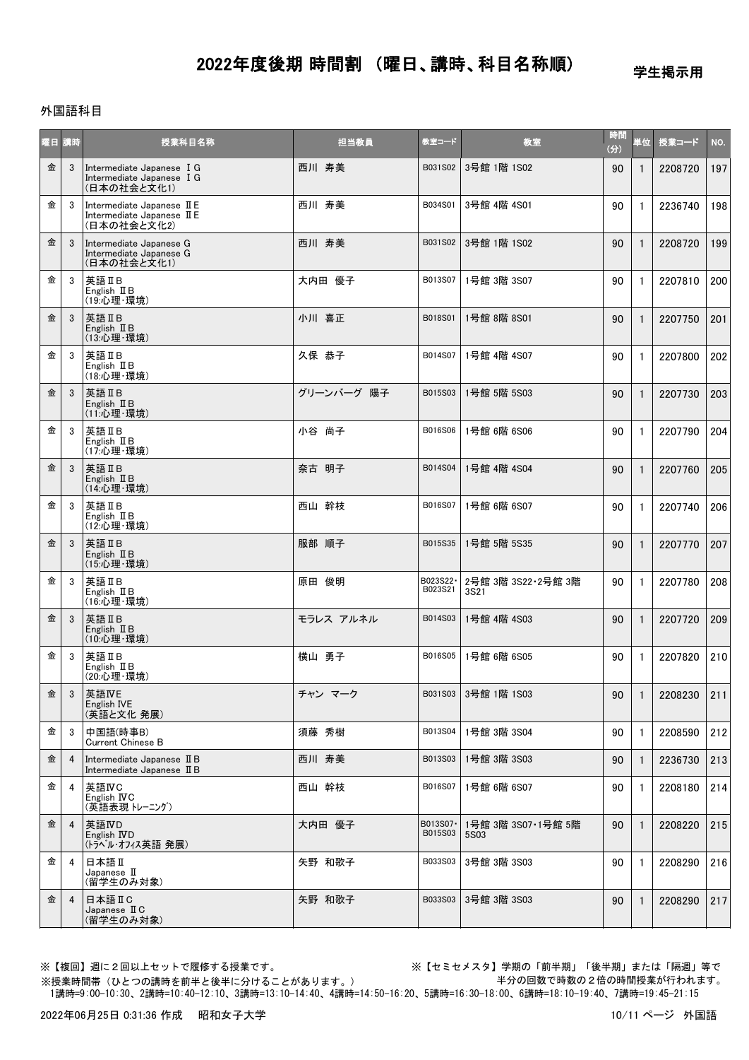# 2022年度後期 時間割 （曜日、講時、科目名称順）

学生掲示用

外国語科目

| 曜日 | 講時 | 授業科目名称 | 担当教員 | 教室コード | 教室 | 時間(分) | 単位 | 授業コード | NO. |
|---|---|---|---|---|---|---|---|---|---|
| 金 | 3 | Intermediate Japanese ⅠG<br>Intermediate Japanese ⅠG<br>(日本の社会と文化1) | 西川 寿美 | B031S02 | 3号館 1階 1S02 | 90 | 1 | 2208720 | 197 |
| 金 | 3 | Intermediate Japanese ⅡE<br>Intermediate Japanese ⅡE<br>(日本の社会と文化2) | 西川 寿美 | B034S01 | 3号館 4階 4S01 | 90 | 1 | 2236740 | 198 |
| 金 | 3 | Intermediate Japanese G<br>Intermediate Japanese G<br>(日本の社会と文化1) | 西川 寿美 | B031S02 | 3号館 1階 1S02 | 90 | 1 | 2208720 | 199 |
| 金 | 3 | 英語ⅡB<br>English ⅡB<br>(19:心理･環境) | 大内田 優子 | B013S07 | 1号館 3階 3S07 | 90 | 1 | 2207810 | 200 |
| 金 | 3 | 英語ⅡB<br>English ⅡB<br>(13:心理･環境) | 小川 喜正 | B018S01 | 1号館 8階 8S01 | 90 | 1 | 2207750 | 201 |
| 金 | 3 | 英語ⅡB<br>English ⅡB<br>(18:心理･環境) | 久保 恭子 | B014S07 | 1号館 4階 4S07 | 90 | 1 | 2207800 | 202 |
| 金 | 3 | 英語ⅡB<br>English ⅡB<br>(11:心理･環境) | グリーンバーグ 陽子 | B015S03 | 1号館 5階 5S03 | 90 | 1 | 2207730 | 203 |
| 金 | 3 | 英語ⅡB<br>English ⅡB<br>(17:心理･環境) | 小谷 尚子 | B016S06 | 1号館 6階 6S06 | 90 | 1 | 2207790 | 204 |
| 金 | 3 | 英語ⅡB<br>English ⅡB<br>(14:心理･環境) | 奈古 明子 | B014S04 | 1号館 4階 4S04 | 90 | 1 | 2207760 | 205 |
| 金 | 3 | 英語ⅡB<br>English ⅡB<br>(12:心理･環境) | 西山 幹枝 | B016S07 | 1号館 6階 6S07 | 90 | 1 | 2207740 | 206 |
| 金 | 3 | 英語ⅡB<br>English ⅡB<br>(15:心理･環境) | 服部 順子 | B015S35 | 1号館 5階 5S35 | 90 | 1 | 2207770 | 207 |
| 金 | 3 | 英語ⅡB<br>English ⅡB<br>(16:心理･環境) | 原田 俊明 | B023S22･B023S21 | 2号館 3階 3S22･2号館 3階 3S21 | 90 | 1 | 2207780 | 208 |
| 金 | 3 | 英語ⅡB<br>English ⅡB<br>(10:心理･環境) | モラレス アルネル | B014S03 | 1号館 4階 4S03 | 90 | 1 | 2207720 | 209 |
| 金 | 3 | 英語ⅡB<br>English ⅡB<br>(20:心理･環境) | 横山 勇子 | B016S05 | 1号館 6階 6S05 | 90 | 1 | 2207820 | 210 |
| 金 | 3 | 英語ⅣE<br>English ⅣE<br>(英語と文化 発展) | チャン マーク | B031S03 | 3号館 1階 1S03 | 90 | 1 | 2208230 | 211 |
| 金 | 3 | 中国語(時事B)<br>Current Chinese B | 須藤 秀樹 | B013S04 | 1号館 3階 3S04 | 90 | 1 | 2208590 | 212 |
| 金 | 4 | Intermediate Japanese ⅡB<br>Intermediate Japanese ⅡB | 西川 寿美 | B013S03 | 1号館 3階 3S03 | 90 | 1 | 2236730 | 213 |
| 金 | 4 | 英語ⅣC<br>English ⅣC<br>(英語表現 ﾄﾚｰﾆﾝｸﾞ) | 西山 幹枝 | B016S07 | 1号館 6階 6S07 | 90 | 1 | 2208180 | 214 |
| 金 | 4 | 英語ⅣD<br>English ⅣD<br>(ﾄﾗﾍﾞﾙ･ｵﾌｨｽ英語 発展) | 大内田 優子 | B013S07･B015S03 | 1号館 3階 3S07･1号館 5階 5S03 | 90 | 1 | 2208220 | 215 |
| 金 | 4 | 日本語Ⅱ<br>Japanese Ⅱ<br>(留学生のみ対象) | 矢野 和歌子 | B033S03 | 3号館 3階 3S03 | 90 | 1 | 2208290 | 216 |
| 金 | 4 | 日本語ⅡC<br>Japanese ⅡC<br>(留学生のみ対象) | 矢野 和歌子 | B033S03 | 3号館 3階 3S03 | 90 | 1 | 2208290 | 217 |

※【複回】週に２回以上セットで履修する授業です。

※【セミセメスタ】学期の「前半期」「後半期」または「隔週」等で半分の回数で時数の２倍の時間授業が行われます。

※授業時間帯（ひとつの講時を前半と後半に分けることがあります。）
1講時=9:00-10:30、2講時=10:40-12:10、3講時=13:10-14:40、4講時=14:50-16:20、5講時=16:30-18:00、6講時=18:10-19:40、7講時=19:45-21:15

2022年06月25日 0:31:36 作成　昭和女子大学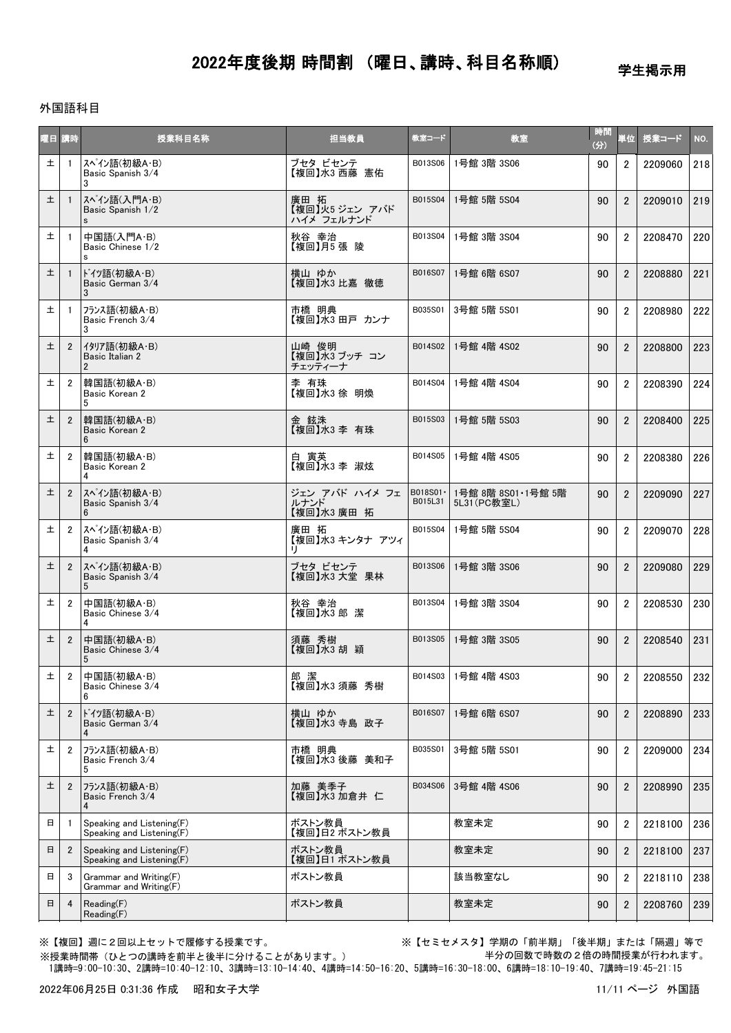# 2022年度後期 時間割 （曜日、講時、科目名称順）

学生掲示用

外国語科目

| 曜日 | 講時 | 授業科目名称 | 担当教員 | 教室コード | 教室 | 時間(分) | 単位 | 授業コード | NO. |
|---|---|---|---|---|---|---|---|---|---|
| 土 | 1 | ｽﾍﾟｲﾝ語(初級A･B) Basic Spanish 3/4 3 | ブセタ ビセンテ 【複回】水3 西藤 憲佑 | B013S06 | 1号館 3階 3S06 | 90 | 2 | 2209060 | 218 |
| 土 | 1 | ｽﾍﾟｲﾝ語(入門A･B) Basic Spanish 1/2 s | 廣田 拓 【複回】火5 ジェン アバド ハイメ フェルナンド | B015S04 | 1号館 5階 5S04 | 90 | 2 | 2209010 | 219 |
| 土 | 1 | 中国語(入門A･B) Basic Chinese 1/2 s | 秋谷 幸治 【複回】月5 張 陵 | B013S04 | 1号館 3階 3S04 | 90 | 2 | 2208470 | 220 |
| 土 | 1 | ﾄﾞｲﾂ語(初級A･B) Basic German 3/4 3 | 横山 ゆか 【複回】水3 比嘉 徹徳 | B016S07 | 1号館 6階 6S07 | 90 | 2 | 2208880 | 221 |
| 土 | 1 | ﾌﾗﾝｽ語(初級A･B) Basic French 3/4 3 | 市橋 明典 【複回】水3 田戸 カンナ | B035S01 | 3号館 5階 5S01 | 90 | 2 | 2208980 | 222 |
| 土 | 2 | ｲﾀﾘｱ語(初級A･B) Basic Italian 2 2 | 山崎 俊明 【複回】水3 ブッチ コンチェッティーナ | B014S02 | 1号館 4階 4S02 | 90 | 2 | 2208800 | 223 |
| 土 | 2 | 韓国語(初級A･B) Basic Korean 2 5 | 李 有珠 【複回】水3 徐 明煥 | B014S04 | 1号館 4階 4S04 | 90 | 2 | 2208390 | 224 |
| 土 | 2 | 韓国語(初級A･B) Basic Korean 2 6 | 金 鉉洙 【複回】水3 李 有珠 | B015S03 | 1号館 5階 5S03 | 90 | 2 | 2208400 | 225 |
| 土 | 2 | 韓国語(初級A･B) Basic Korean 2 4 | 白 寅英 【複回】水3 李 淑炫 | B014S05 | 1号館 4階 4S05 | 90 | 2 | 2208380 | 226 |
| 土 | 2 | ｽﾍﾟｲﾝ語(初級A･B) Basic Spanish 3/4 6 | ジェン アバド ハイメ フェルナンド 【複回】水3 廣田 拓 | B018S01・B015L31 | 1号館 8階 8S01・1号館 5階 5L31(PC教室L) | 90 | 2 | 2209090 | 227 |
| 土 | 2 | ｽﾍﾟｲﾝ語(初級A･B) Basic Spanish 3/4 4 | 廣田 拓 【複回】水3 キンタナ アツィリ | B015S04 | 1号館 5階 5S04 | 90 | 2 | 2209070 | 228 |
| 土 | 2 | ｽﾍﾟｲﾝ語(初級A･B) Basic Spanish 3/4 5 | ブセタ ビセンテ 【複回】水3 大堂 果林 | B013S06 | 1号館 3階 3S06 | 90 | 2 | 2209080 | 229 |
| 土 | 2 | 中国語(初級A･B) Basic Chinese 3/4 4 | 秋谷 幸治 【複回】水3 郎 潔 | B013S04 | 1号館 3階 3S04 | 90 | 2 | 2208530 | 230 |
| 土 | 2 | 中国語(初級A･B) Basic Chinese 3/4 5 | 須藤 秀樹 【複回】水3 胡 穎 | B013S05 | 1号館 3階 3S05 | 90 | 2 | 2208540 | 231 |
| 土 | 2 | 中国語(初級A･B) Basic Chinese 3/4 6 | 郎 潔 【複回】水3 須藤 秀樹 | B014S03 | 1号館 4階 4S03 | 90 | 2 | 2208550 | 232 |
| 土 | 2 | ﾄﾞｲﾂ語(初級A･B) Basic German 3/4 4 | 横山 ゆか 【複回】水3 寺島 政子 | B016S07 | 1号館 6階 6S07 | 90 | 2 | 2208890 | 233 |
| 土 | 2 | ﾌﾗﾝｽ語(初級A･B) Basic French 3/4 5 | 市橋 明典 【複回】水3 後藤 美和子 | B035S01 | 3号館 5階 5S01 | 90 | 2 | 2209000 | 234 |
| 土 | 2 | ﾌﾗﾝｽ語(初級A･B) Basic French 3/4 4 | 加藤 美季子 【複回】水3 加倉井 仁 | B034S06 | 3号館 4階 4S06 | 90 | 2 | 2208990 | 235 |
| 日 | 1 | Speaking and Listening(F) Speaking and Listening(F) | ボストン教員 【複回】日2 ボストン教員 | | 教室未定 | 90 | 2 | 2218100 | 236 |
| 日 | 2 | Speaking and Listening(F) Speaking and Listening(F) | ボストン教員 【複回】日1 ボストン教員 | | 教室未定 | 90 | 2 | 2218100 | 237 |
| 日 | 3 | Grammar and Writing(F) Grammar and Writing(F) | ボストン教員 | | 該当教室なし | 90 | 2 | 2218110 | 238 |
| 日 | 4 | Reading(F) Reading(F) | ボストン教員 | | 教室未定 | 90 | 2 | 2208760 | 239 |

※【複回】週に２回以上セットで履修する授業です。

※【セミセメスタ】学期の「前半期」「後半期」または「隔週」等で半分の回数で時数の２倍の時間授業が行われます。

※授業時間帯（ひとつの講時を前半と後半に分けることがあります。）
1講時=9:00-10:30、2講時=10:40-12:10、3講時=13:10-14:40、4講時=14:50-16:20、5講時=16:30-18:00、6講時=18:10-19:40、7講時=19:45-21:15

2022年06月25日 0:31:36 作成　昭和女子大学